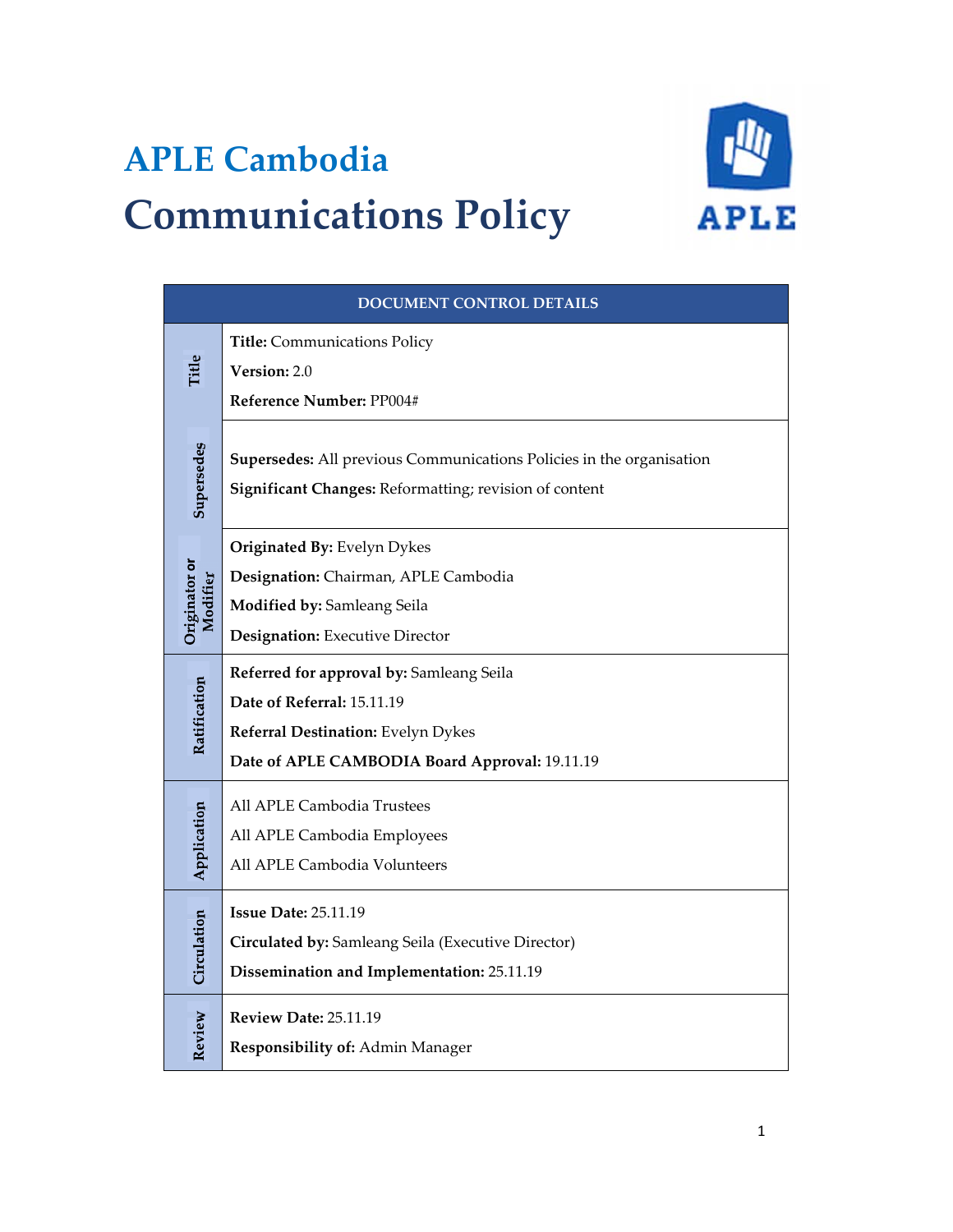# APLE Cambodia

# Communications Policy

| DOCUMENT CONTROL DETAILS | |
|---|---|
| **Title** | **Title:** Communications Policy<br>**Version:** 2.0<br>**Reference Number:** PP004# |
| **Supersedes** | **Supersedes:** All previous Communications Policies in the organisation<br>**Significant Changes:** Reformatting; revision of content |
| **Originator or Modifier** | **Originated By:** Evelyn Dykes<br>**Designation:** Chairman, APLE Cambodia<br>**Modified by:** Samleang Seila<br>**Designation:** Executive Director |
| **Ratification** | **Referred for approval by:** Samleang Seila<br>**Date of Referral:** 15.11.19<br>**Referral Destination:** Evelyn Dykes<br>**Date of APLE CAMBODIA Board Approval:** 19.11.19 |
| **Application** | All APLE Cambodia Trustees<br>All APLE Cambodia Employees<br>All APLE Cambodia Volunteers |
| **Circulation** | **Issue Date:** 25.11.19<br>**Circulated by:** Samleang Seila (Executive Director)<br>**Dissemination and Implementation:** 25.11.19 |
| **Review** | **Review Date:** 25.11.19<br>**Responsibility of:** Admin Manager |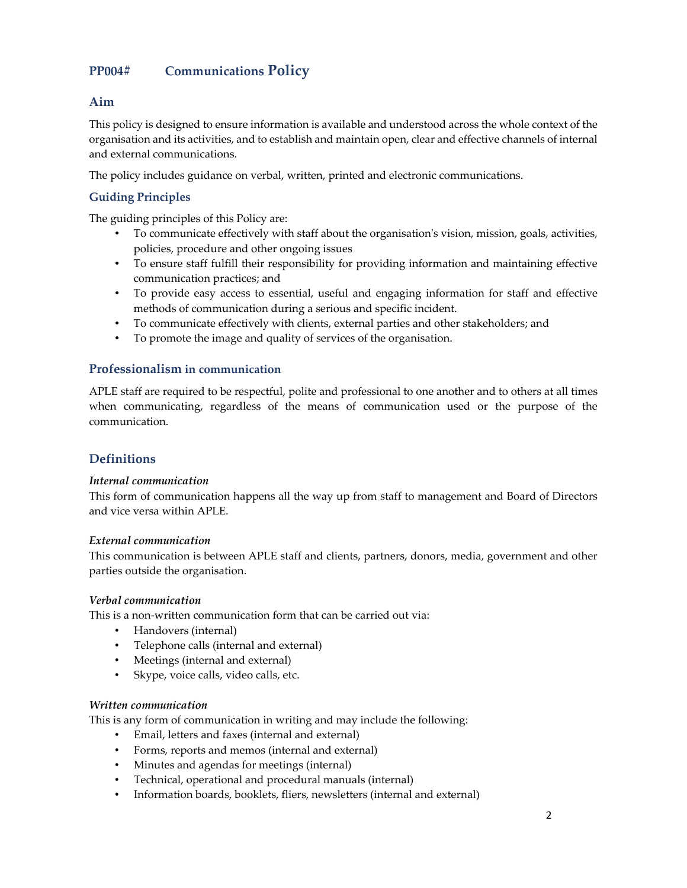## PP004# Communications Policy

### Aim

This policy is designed to ensure information is available and understood across the whole context of the organisation and its activities, and to establish and maintain open, clear and effective channels of internal and external communications.

The policy includes guidance on verbal, written, printed and electronic communications.

### Guiding Principles

The guiding principles of this Policy are:

- To communicate effectively with staff about the organisation's vision, mission, goals, activities, policies, procedure and other ongoing issues
- To ensure staff fulfill their responsibility for providing information and maintaining effective communication practices; and
- To provide easy access to essential, useful and engaging information for staff and effective methods of communication during a serious and specific incident.
- To communicate effectively with clients, external parties and other stakeholders; and
- To promote the image and quality of services of the organisation.

### Professionalism in communication

APLE staff are required to be respectful, polite and professional to one another and to others at all times when communicating, regardless of the means of communication used or the purpose of the communication.

### Definitions

***Internal communication***
This form of communication happens all the way up from staff to management and Board of Directors and vice versa within APLE.

***External communication***
This communication is between APLE staff and clients, partners, donors, media, government and other parties outside the organisation.

***Verbal communication***
This is a non-written communication form that can be carried out via:

- Handovers (internal)
- Telephone calls (internal and external)
- Meetings (internal and external)
- Skype, voice calls, video calls, etc.

***Written communication***
This is any form of communication in writing and may include the following:

- Email, letters and faxes (internal and external)
- Forms, reports and memos (internal and external)
- Minutes and agendas for meetings (internal)
- Technical, operational and procedural manuals (internal)
- Information boards, booklets, fliers, newsletters (internal and external)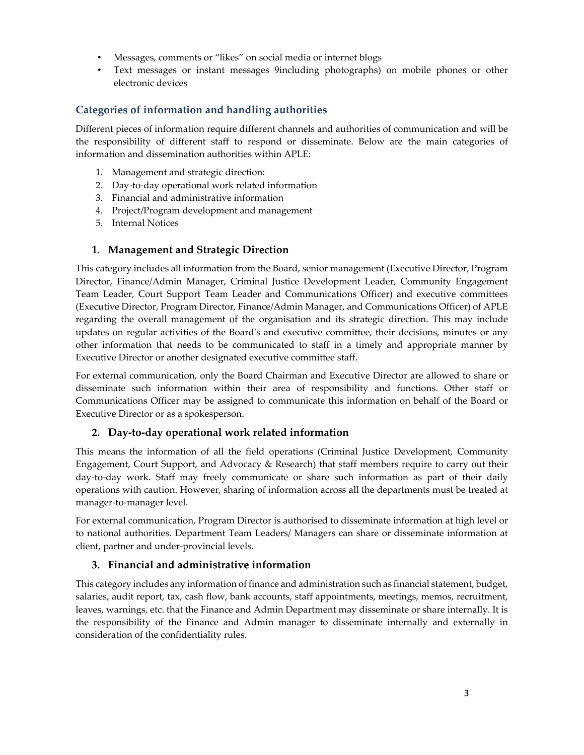- Messages, comments or "likes" on social media or internet blogs
- Text messages or instant messages 9including photographs) on mobile phones or other electronic devices

## Categories of information and handling authorities

Different pieces of information require different channels and authorities of communication and will be the responsibility of different staff to respond or disseminate. Below are the main categories of information and dissemination authorities within APLE:

1. Management and strategic direction:
2. Day-to-day operational work related information
3. Financial and administrative information
4. Project/Program development and management
5. Internal Notices

### 1. Management and Strategic Direction

This category includes all information from the Board, senior management (Executive Director, Program Director, Finance/Admin Manager, Criminal Justice Development Leader, Community Engagement Team Leader, Court Support Team Leader and Communications Officer) and executive committees (Executive Director, Program Director, Finance/Admin Manager, and Communications Officer) of APLE regarding the overall management of the organisation and its strategic direction. This may include updates on regular activities of the Board's and executive committee, their decisions, minutes or any other information that needs to be communicated to staff in a timely and appropriate manner by Executive Director or another designated executive committee staff.

For external communication, only the Board Chairman and Executive Director are allowed to share or disseminate such information within their area of responsibility and functions. Other staff or Communications Officer may be assigned to communicate this information on behalf of the Board or Executive Director or as a spokesperson.

### 2. Day-to-day operational work related information

This means the information of all the field operations (Criminal Justice Development, Community Engagement, Court Support, and Advocacy & Research) that staff members require to carry out their day-to-day work. Staff may freely communicate or share such information as part of their daily operations with caution. However, sharing of information across all the departments must be treated at manager-to-manager level.

For external communication, Program Director is authorised to disseminate information at high level or to national authorities. Department Team Leaders/ Managers can share or disseminate information at client, partner and under-provincial levels.

### 3. Financial and administrative information

This category includes any information of finance and administration such as financial statement, budget, salaries, audit report, tax, cash flow, bank accounts, staff appointments, meetings, memos, recruitment, leaves, warnings, etc. that the Finance and Admin Department may disseminate or share internally. It is the responsibility of the Finance and Admin manager to disseminate internally and externally in consideration of the confidentiality rules.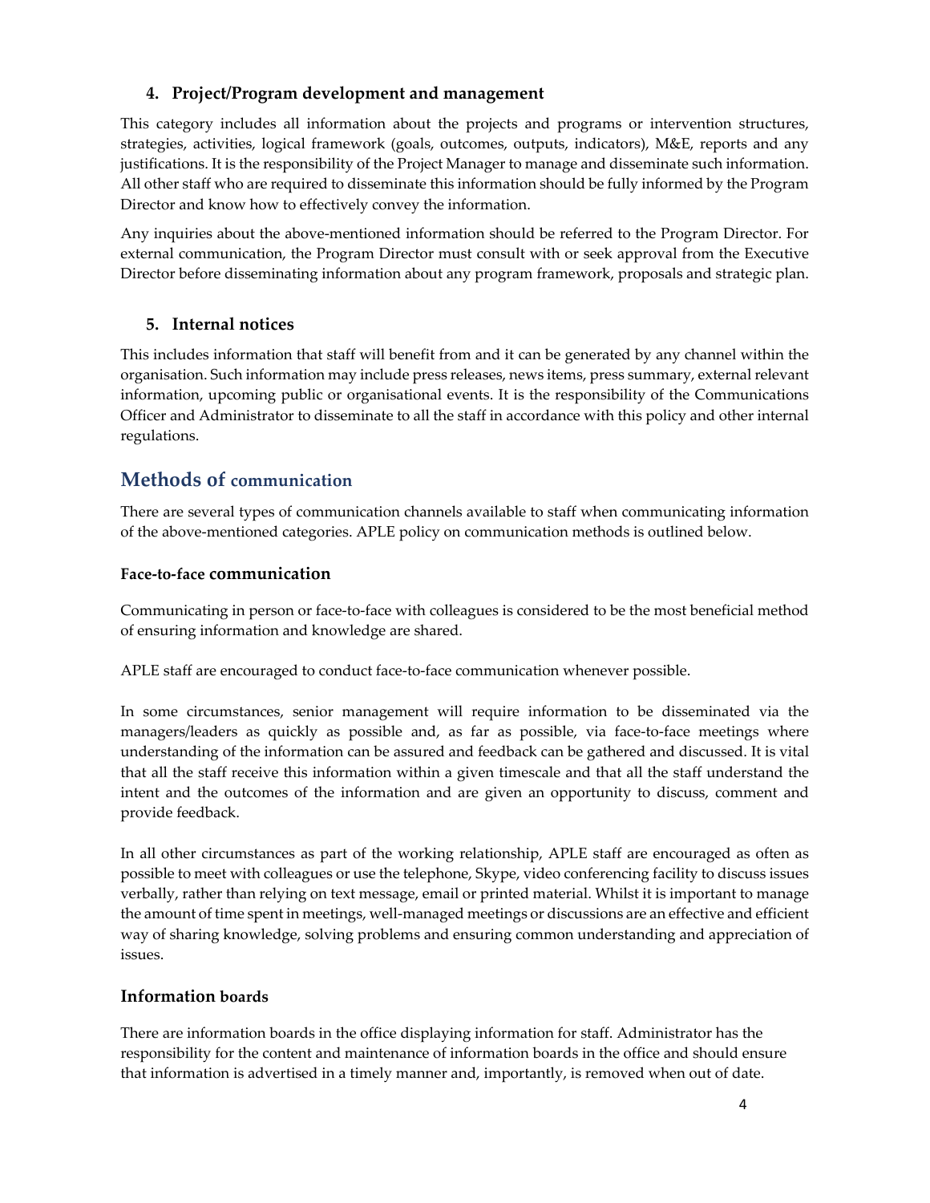### 4. Project/Program development and management

This category includes all information about the projects and programs or intervention structures, strategies, activities, logical framework (goals, outcomes, outputs, indicators), M&E, reports and any justifications. It is the responsibility of the Project Manager to manage and disseminate such information. All other staff who are required to disseminate this information should be fully informed by the Program Director and know how to effectively convey the information.

Any inquiries about the above-mentioned information should be referred to the Program Director. For external communication, the Program Director must consult with or seek approval from the Executive Director before disseminating information about any program framework, proposals and strategic plan.

### 5. Internal notices

This includes information that staff will benefit from and it can be generated by any channel within the organisation. Such information may include press releases, news items, press summary, external relevant information, upcoming public or organisational events. It is the responsibility of the Communications Officer and Administrator to disseminate to all the staff in accordance with this policy and other internal regulations.

## Methods of communication

There are several types of communication channels available to staff when communicating information of the above-mentioned categories. APLE policy on communication methods is outlined below.

### Face-to-face communication

Communicating in person or face-to-face with colleagues is considered to be the most beneficial method of ensuring information and knowledge are shared.

APLE staff are encouraged to conduct face-to-face communication whenever possible.

In some circumstances, senior management will require information to be disseminated via the managers/leaders as quickly as possible and, as far as possible, via face-to-face meetings where understanding of the information can be assured and feedback can be gathered and discussed. It is vital that all the staff receive this information within a given timescale and that all the staff understand the intent and the outcomes of the information and are given an opportunity to discuss, comment and provide feedback.

In all other circumstances as part of the working relationship, APLE staff are encouraged as often as possible to meet with colleagues or use the telephone, Skype, video conferencing facility to discuss issues verbally, rather than relying on text message, email or printed material. Whilst it is important to manage the amount of time spent in meetings, well-managed meetings or discussions are an effective and efficient way of sharing knowledge, solving problems and ensuring common understanding and appreciation of issues.

### Information boards

There are information boards in the office displaying information for staff. Administrator has the responsibility for the content and maintenance of information boards in the office and should ensure that information is advertised in a timely manner and, importantly, is removed when out of date.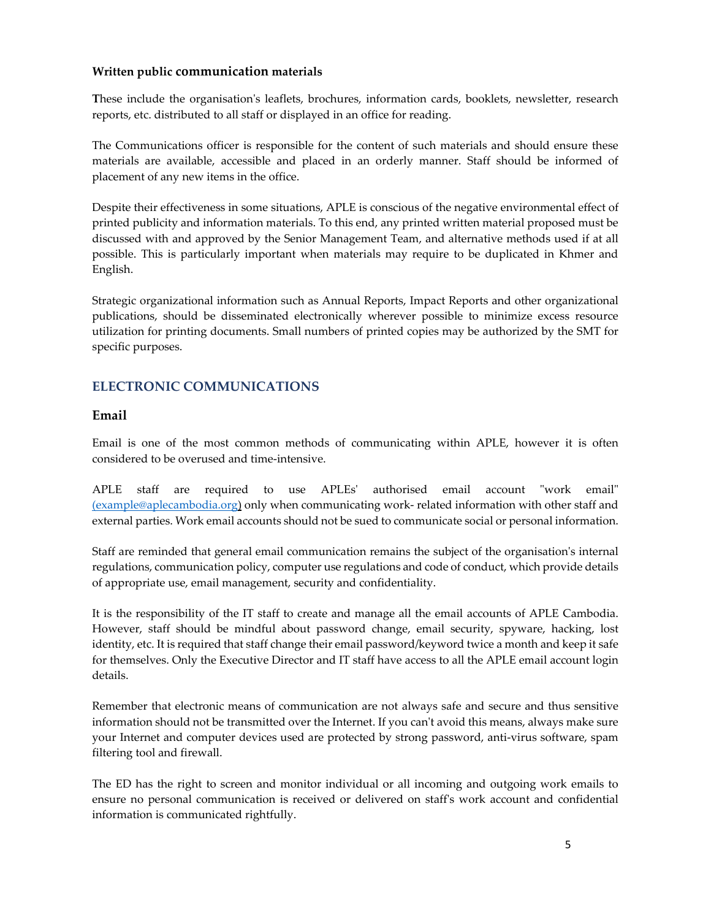**Written public communication materials**

**T**hese include the organisation's leaflets, brochures, information cards, booklets, newsletter, research reports, etc. distributed to all staff or displayed in an office for reading.

The Communications officer is responsible for the content of such materials and should ensure these materials are available, accessible and placed in an orderly manner. Staff should be informed of placement of any new items in the office.

Despite their effectiveness in some situations, APLE is conscious of the negative environmental effect of printed publicity and information materials. To this end, any printed written material proposed must be discussed with and approved by the Senior Management Team, and alternative methods used if at all possible. This is particularly important when materials may require to be duplicated in Khmer and English.

Strategic organizational information such as Annual Reports, Impact Reports and other organizational publications, should be disseminated electronically wherever possible to minimize excess resource utilization for printing documents. Small numbers of printed copies may be authorized by the SMT for specific purposes.

## ELECTRONIC COMMUNICATIONS

### Email

Email is one of the most common methods of communicating within APLE, however it is often considered to be overused and time-intensive.

APLE staff are required to use APLEs' authorised email account "work email" (example@aplecambodia.org) only when communicating work- related information with other staff and external parties. Work email accounts should not be sued to communicate social or personal information.

Staff are reminded that general email communication remains the subject of the organisation's internal regulations, communication policy, computer use regulations and code of conduct, which provide details of appropriate use, email management, security and confidentiality.

It is the responsibility of the IT staff to create and manage all the email accounts of APLE Cambodia. However, staff should be mindful about password change, email security, spyware, hacking, lost identity, etc. It is required that staff change their email password/keyword twice a month and keep it safe for themselves. Only the Executive Director and IT staff have access to all the APLE email account login details.

Remember that electronic means of communication are not always safe and secure and thus sensitive information should not be transmitted over the Internet. If you can't avoid this means, always make sure your Internet and computer devices used are protected by strong password, anti-virus software, spam filtering tool and firewall.

The ED has the right to screen and monitor individual or all incoming and outgoing work emails to ensure no personal communication is received or delivered on staff's work account and confidential information is communicated rightfully.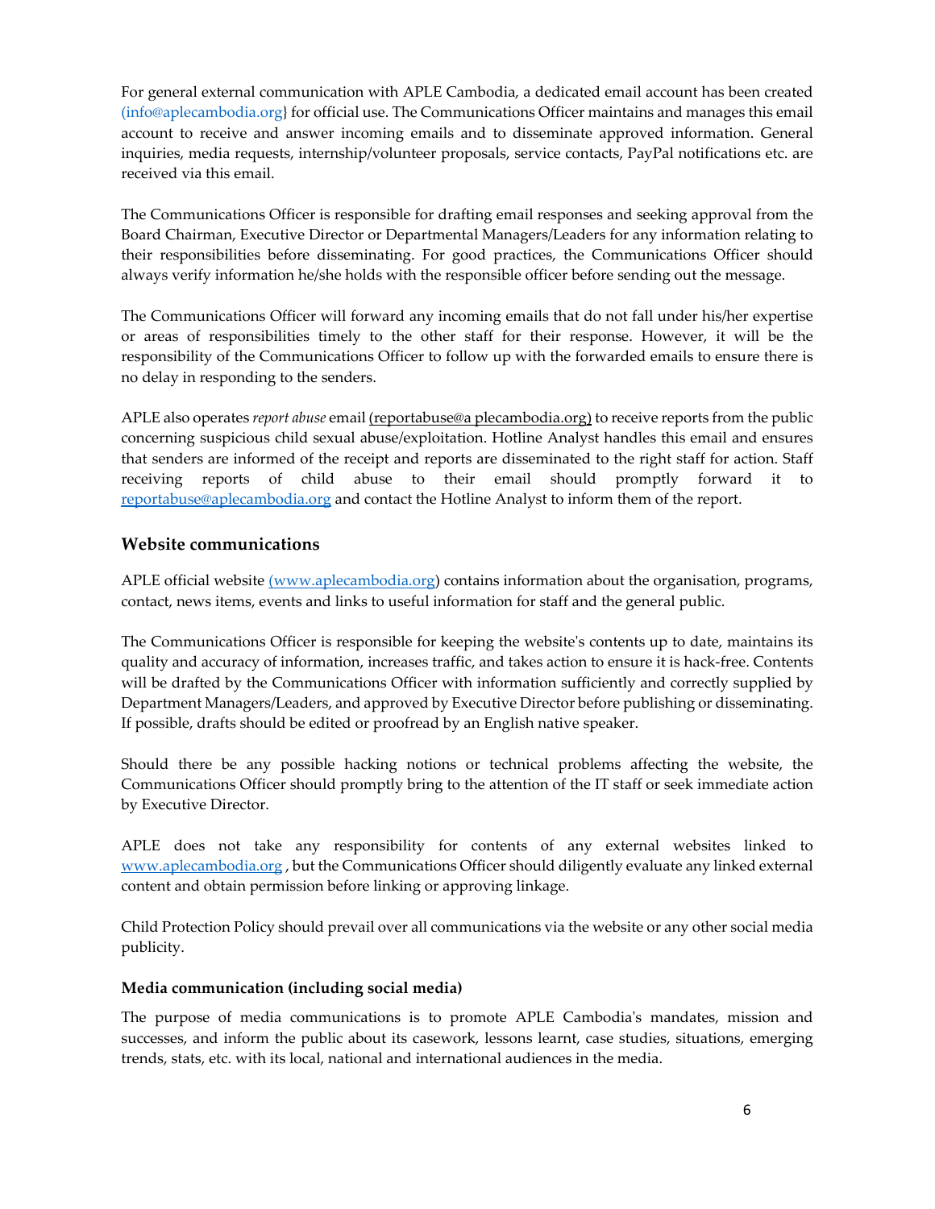For general external communication with APLE Cambodia, a dedicated email account has been created (info@aplecambodia.org} for official use. The Communications Officer maintains and manages this email account to receive and answer incoming emails and to disseminate approved information. General inquiries, media requests, internship/volunteer proposals, service contacts, PayPal notifications etc. are received via this email.

The Communications Officer is responsible for drafting email responses and seeking approval from the Board Chairman, Executive Director or Departmental Managers/Leaders for any information relating to their responsibilities before disseminating. For good practices, the Communications Officer should always verify information he/she holds with the responsible officer before sending out the message.

The Communications Officer will forward any incoming emails that do not fall under his/her expertise or areas of responsibilities timely to the other staff for their response. However, it will be the responsibility of the Communications Officer to follow up with the forwarded emails to ensure there is no delay in responding to the senders.

APLE also operates *report abuse* email (reportabuse@a plecambodia.org) to receive reports from the public concerning suspicious child sexual abuse/exploitation. Hotline Analyst handles this email and ensures that senders are informed of the receipt and reports are disseminated to the right staff for action. Staff receiving reports of child abuse to their email should promptly forward it to reportabuse@aplecambodia.org and contact the Hotline Analyst to inform them of the report.

## Website communications

APLE official website (www.aplecambodia.org) contains information about the organisation, programs, contact, news items, events and links to useful information for staff and the general public.

The Communications Officer is responsible for keeping the website's contents up to date, maintains its quality and accuracy of information, increases traffic, and takes action to ensure it is hack-free. Contents will be drafted by the Communications Officer with information sufficiently and correctly supplied by Department Managers/Leaders, and approved by Executive Director before publishing or disseminating. If possible, drafts should be edited or proofread by an English native speaker.

Should there be any possible hacking notions or technical problems affecting the website, the Communications Officer should promptly bring to the attention of the IT staff or seek immediate action by Executive Director.

APLE does not take any responsibility for contents of any external websites linked to www.aplecambodia.org , but the Communications Officer should diligently evaluate any linked external content and obtain permission before linking or approving linkage.

Child Protection Policy should prevail over all communications via the website or any other social media publicity.

### Media communication (including social media)

The purpose of media communications is to promote APLE Cambodia's mandates, mission and successes, and inform the public about its casework, lessons learnt, case studies, situations, emerging trends, stats, etc. with its local, national and international audiences in the media.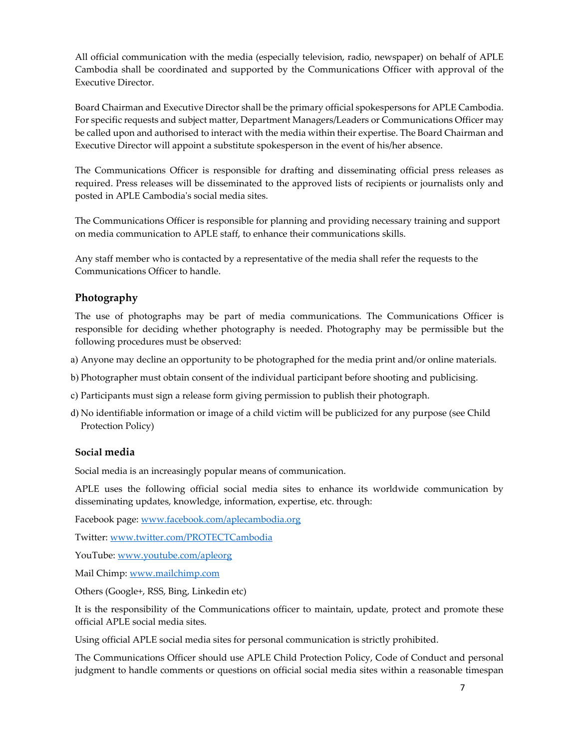All official communication with the media (especially television, radio, newspaper) on behalf of APLE Cambodia shall be coordinated and supported by the Communications Officer with approval of the Executive Director.

Board Chairman and Executive Director shall be the primary official spokespersons for APLE Cambodia. For specific requests and subject matter, Department Managers/Leaders or Communications Officer may be called upon and authorised to interact with the media within their expertise. The Board Chairman and Executive Director will appoint a substitute spokesperson in the event of his/her absence.

The Communications Officer is responsible for drafting and disseminating official press releases as required. Press releases will be disseminated to the approved lists of recipients or journalists only and posted in APLE Cambodia's social media sites.

The Communications Officer is responsible for planning and providing necessary training and support on media communication to APLE staff, to enhance their communications skills.

Any staff member who is contacted by a representative of the media shall refer the requests to the Communications Officer to handle.

### Photography

The use of photographs may be part of media communications. The Communications Officer is responsible for deciding whether photography is needed. Photography may be permissible but the following procedures must be observed:

a) Anyone may decline an opportunity to be photographed for the media print and/or online materials.

b) Photographer must obtain consent of the individual participant before shooting and publicising.

c) Participants must sign a release form giving permission to publish their photograph.

d) No identifiable information or image of a child victim will be publicized for any purpose (see Child Protection Policy)

### Social media

Social media is an increasingly popular means of communication.

APLE uses the following official social media sites to enhance its worldwide communication by disseminating updates, knowledge, information, expertise, etc. through:

Facebook page: www.facebook.com/aplecambodia.org

Twitter: www.twitter.com/PROTECTCambodia

YouTube: www.youtube.com/apleorg

Mail Chimp: www.mailchimp.com

Others (Google+, RSS, Bing, Linkedin etc)

It is the responsibility of the Communications officer to maintain, update, protect and promote these official APLE social media sites.

Using official APLE social media sites for personal communication is strictly prohibited.

The Communications Officer should use APLE Child Protection Policy, Code of Conduct and personal judgment to handle comments or questions on official social media sites within a reasonable timespan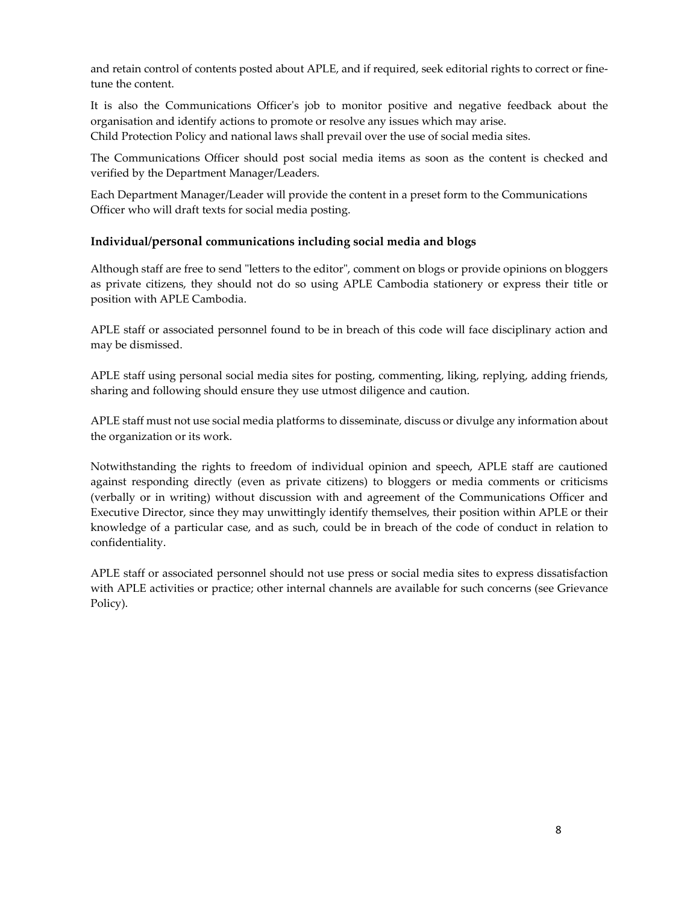and retain control of contents posted about APLE, and if required, seek editorial rights to correct or fine-tune the content.

It is also the Communications Officer's job to monitor positive and negative feedback about the organisation and identify actions to promote or resolve any issues which may arise.
Child Protection Policy and national laws shall prevail over the use of social media sites.

The Communications Officer should post social media items as soon as the content is checked and verified by the Department Manager/Leaders.

Each Department Manager/Leader will provide the content in a preset form to the Communications Officer who will draft texts for social media posting.

### Individual/personal communications including social media and blogs

Although staff are free to send "letters to the editor", comment on blogs or provide opinions on bloggers as private citizens, they should not do so using APLE Cambodia stationery or express their title or position with APLE Cambodia.

APLE staff or associated personnel found to be in breach of this code will face disciplinary action and may be dismissed.

APLE staff using personal social media sites for posting, commenting, liking, replying, adding friends, sharing and following should ensure they use utmost diligence and caution.

APLE staff must not use social media platforms to disseminate, discuss or divulge any information about the organization or its work.

Notwithstanding the rights to freedom of individual opinion and speech, APLE staff are cautioned against responding directly (even as private citizens) to bloggers or media comments or criticisms (verbally or in writing) without discussion with and agreement of the Communications Officer and Executive Director, since they may unwittingly identify themselves, their position within APLE or their knowledge of a particular case, and as such, could be in breach of the code of conduct in relation to confidentiality.

APLE staff or associated personnel should not use press or social media sites to express dissatisfaction with APLE activities or practice; other internal channels are available for such concerns (see Grievance Policy).